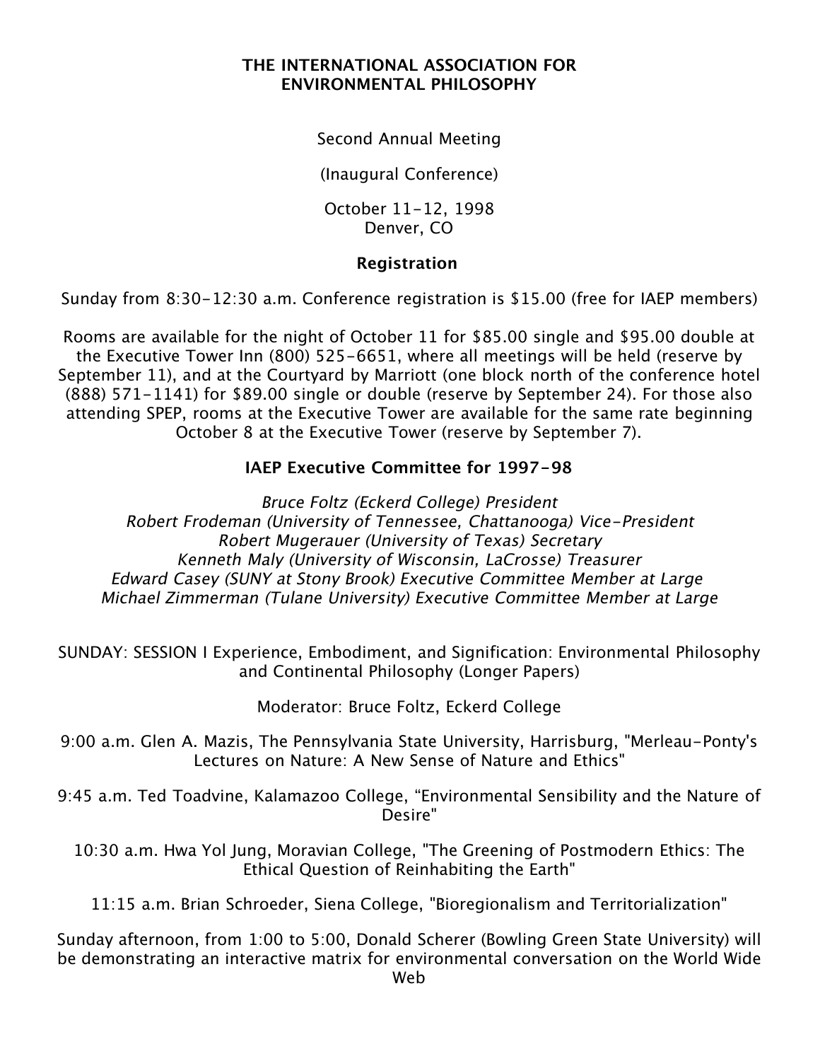# THE INTERNATIONAL ASSOCIATION FOR ENVIRONMENTAL PHILOSOPHY

Second Annual Meeting

(Inaugural Conference)

October 11-12, 1998
Denver, CO

## Registration

Sunday from 8:30-12:30 a.m. Conference registration is $15.00 (free for IAEP members)

Rooms are available for the night of October 11 for $85.00 single and $95.00 double at the Executive Tower Inn (800) 525-6651, where all meetings will be held (reserve by September 11), and at the Courtyard by Marriott (one block north of the conference hotel (888) 571-1141) for $89.00 single or double (reserve by September 24). For those also attending SPEP, rooms at the Executive Tower are available for the same rate beginning October 8 at the Executive Tower (reserve by September 7).

## IAEP Executive Committee for 1997-98

*Bruce Foltz (Eckerd College) President*
*Robert Frodeman (University of Tennessee, Chattanooga) Vice-President*
*Robert Mugerauer (University of Texas) Secretary*
*Kenneth Maly (University of Wisconsin, LaCrosse) Treasurer*
*Edward Casey (SUNY at Stony Brook) Executive Committee Member at Large*
*Michael Zimmerman (Tulane University) Executive Committee Member at Large*

SUNDAY: SESSION I Experience, Embodiment, and Signification: Environmental Philosophy and Continental Philosophy (Longer Papers)

Moderator: Bruce Foltz, Eckerd College

9:00 a.m. Glen A. Mazis, The Pennsylvania State University, Harrisburg, "Merleau-Ponty's Lectures on Nature: A New Sense of Nature and Ethics"

9:45 a.m. Ted Toadvine, Kalamazoo College, "Environmental Sensibility and the Nature of Desire"

10:30 a.m. Hwa Yol Jung, Moravian College, "The Greening of Postmodern Ethics: The Ethical Question of Reinhabiting the Earth"

11:15 a.m. Brian Schroeder, Siena College, "Bioregionalism and Territorialization"

Sunday afternoon, from 1:00 to 5:00, Donald Scherer (Bowling Green State University) will be demonstrating an interactive matrix for environmental conversation on the World Wide Web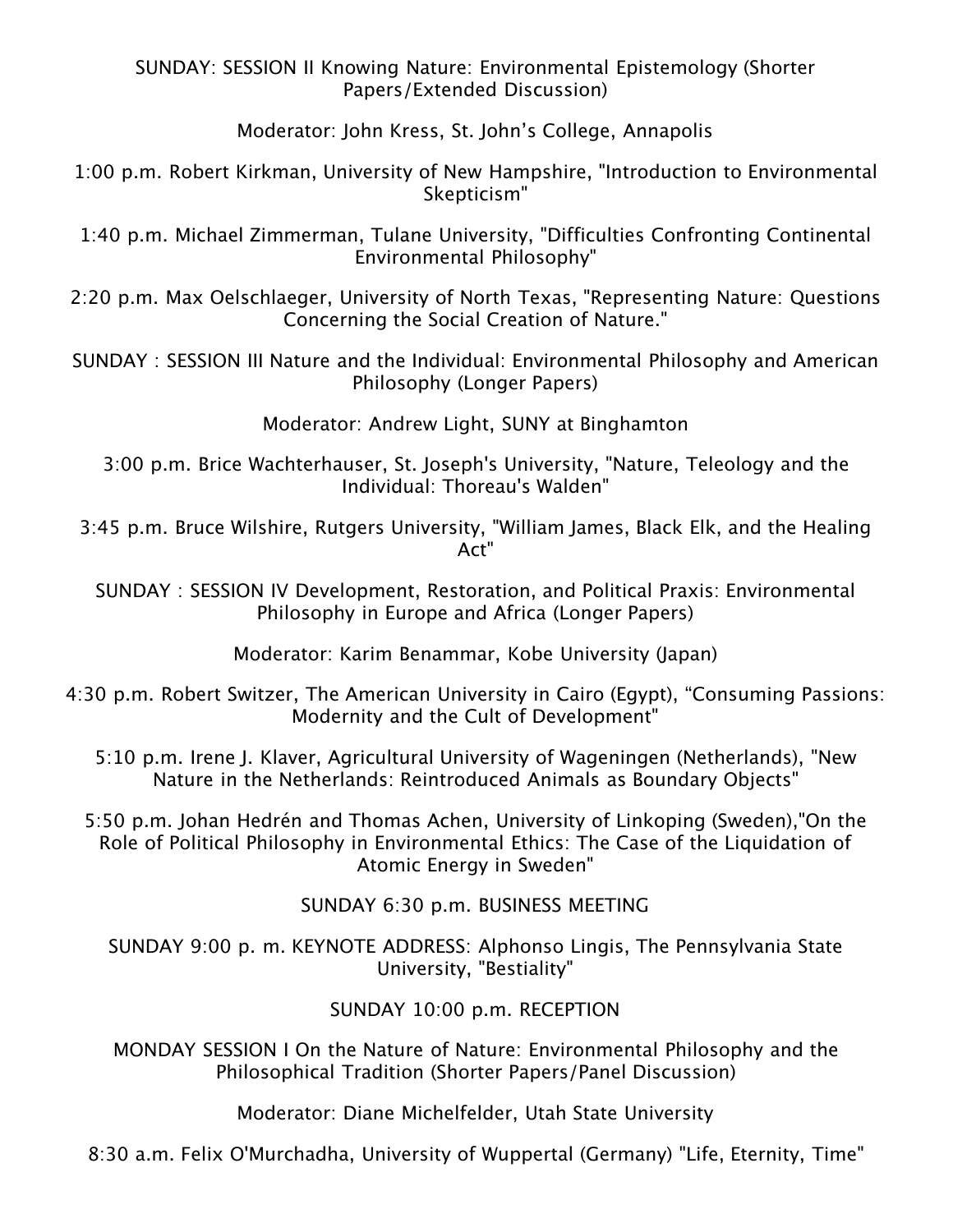SUNDAY: SESSION II Knowing Nature: Environmental Epistemology (Shorter Papers/Extended Discussion)

Moderator: John Kress, St. John's College, Annapolis

1:00 p.m. Robert Kirkman, University of New Hampshire, "Introduction to Environmental Skepticism"

1:40 p.m. Michael Zimmerman, Tulane University, "Difficulties Confronting Continental Environmental Philosophy"

2:20 p.m. Max Oelschlaeger, University of North Texas, "Representing Nature: Questions Concerning the Social Creation of Nature."

SUNDAY : SESSION III Nature and the Individual: Environmental Philosophy and American Philosophy (Longer Papers)

Moderator: Andrew Light, SUNY at Binghamton

3:00 p.m. Brice Wachterhauser, St. Joseph's University, "Nature, Teleology and the Individual: Thoreau's Walden"

3:45 p.m. Bruce Wilshire, Rutgers University, "William James, Black Elk, and the Healing Act"

SUNDAY : SESSION IV Development, Restoration, and Political Praxis: Environmental Philosophy in Europe and Africa (Longer Papers)

Moderator: Karim Benammar, Kobe University (Japan)

4:30 p.m. Robert Switzer, The American University in Cairo (Egypt), "Consuming Passions: Modernity and the Cult of Development"

5:10 p.m. Irene J. Klaver, Agricultural University of Wageningen (Netherlands), "New Nature in the Netherlands: Reintroduced Animals as Boundary Objects"

5:50 p.m. Johan Hedrén and Thomas Achen, University of Linkoping (Sweden),"On the Role of Political Philosophy in Environmental Ethics: The Case of the Liquidation of Atomic Energy in Sweden"

SUNDAY 6:30 p.m. BUSINESS MEETING

SUNDAY 9:00 p. m. KEYNOTE ADDRESS: Alphonso Lingis, The Pennsylvania State University, "Bestiality"

SUNDAY 10:00 p.m. RECEPTION

MONDAY SESSION I On the Nature of Nature: Environmental Philosophy and the Philosophical Tradition (Shorter Papers/Panel Discussion)

Moderator: Diane Michelfelder, Utah State University

8:30 a.m. Felix O'Murchadha, University of Wuppertal (Germany) "Life, Eternity, Time"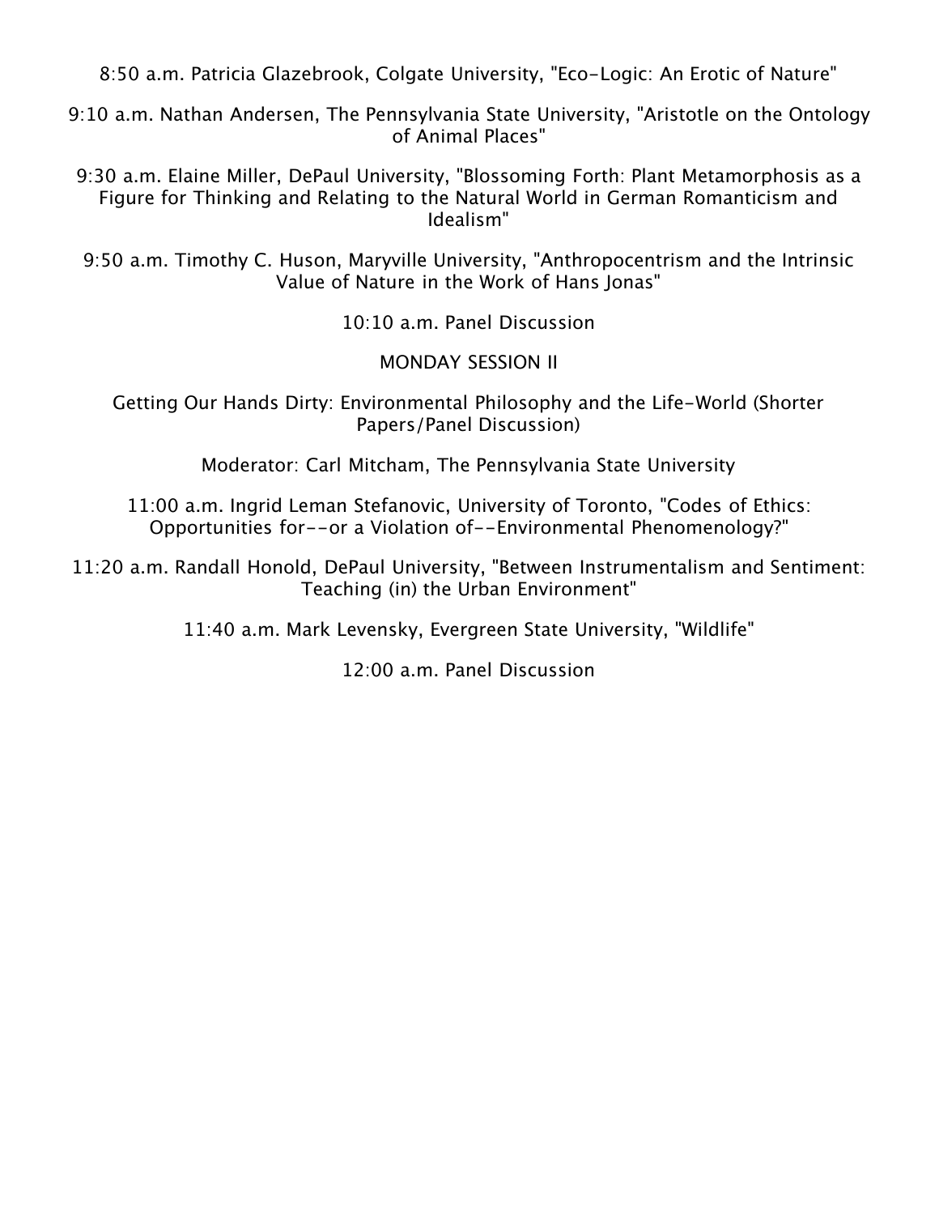8:50 a.m. Patricia Glazebrook, Colgate University, "Eco-Logic: An Erotic of Nature"

9:10 a.m. Nathan Andersen, The Pennsylvania State University, "Aristotle on the Ontology of Animal Places"

9:30 a.m. Elaine Miller, DePaul University, "Blossoming Forth: Plant Metamorphosis as a Figure for Thinking and Relating to the Natural World in German Romanticism and Idealism"

9:50 a.m. Timothy C. Huson, Maryville University, "Anthropocentrism and the Intrinsic Value of Nature in the Work of Hans Jonas"

10:10 a.m. Panel Discussion

## MONDAY SESSION II

Getting Our Hands Dirty: Environmental Philosophy and the Life-World (Shorter Papers/Panel Discussion)

Moderator: Carl Mitcham, The Pennsylvania State University

11:00 a.m. Ingrid Leman Stefanovic, University of Toronto, "Codes of Ethics: Opportunities for--or a Violation of--Environmental Phenomenology?"

11:20 a.m. Randall Honold, DePaul University, "Between Instrumentalism and Sentiment: Teaching (in) the Urban Environment"

11:40 a.m. Mark Levensky, Evergreen State University, "Wildlife"

12:00 a.m. Panel Discussion